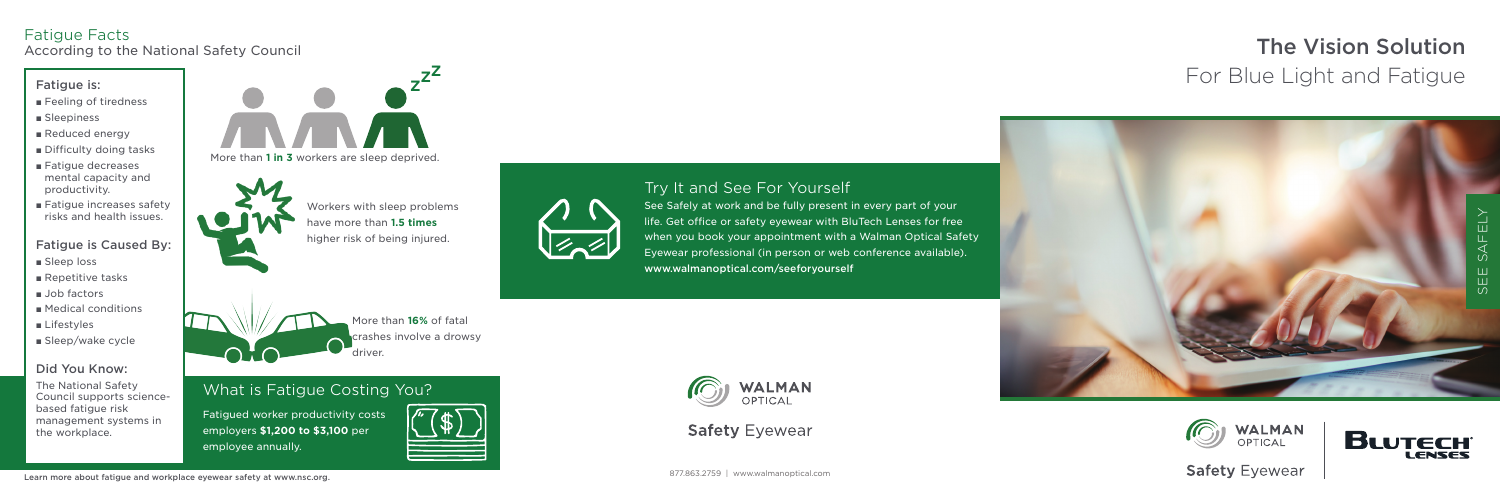## Fatigue Facts

According to the National Safety Council

### Fatigue is:

- Feeling of tiredness
- Sleepiness
- Reduced energy
- Difficulty doing tasks
- Fatigue decreases mental capacity and productivity.
- Fatigue increases safety risks and health issues.

### Fatigue is Caused By:

- Sleep loss
- Repetitive tasks
- Job factors
- Medical conditions
- Lifestyles
- Sleep/wake cycle

### Did You Know:

The National Safety Council supports science-based fatigue risk management systems in the workplace.

More than **1 in 3** workers are sleep deprived.

Workers with sleep problems have more than **1.5 times** higher risk of being injured.

More than **16%** of fatal crashes involve a drowsy driver.

### What is Fatigue Costing You?

Fatigued worker productivity costs employers **$1,200 to $3,100** per employee annually.

Learn more about fatigue and workplace eyewear safety at www.nsc.org.

### Try It and See For Yourself

See Safely at work and be fully present in every part of your life. Get office or safety eyewear with BluTech Lenses for free when you book your appointment with a Walman Optical Safety Eyewear professional (in person or web conference available). www.walmanoptical.com/seeforyourself

WALMAN OPTICAL

Safety Eyewear

877.863.2759 | www.walmanoptical.com

# The Vision Solution

## For Blue Light and Fatigue

SEE SAFELY

WALMAN OPTICAL

Safety Eyewear

BLUTECH LENSES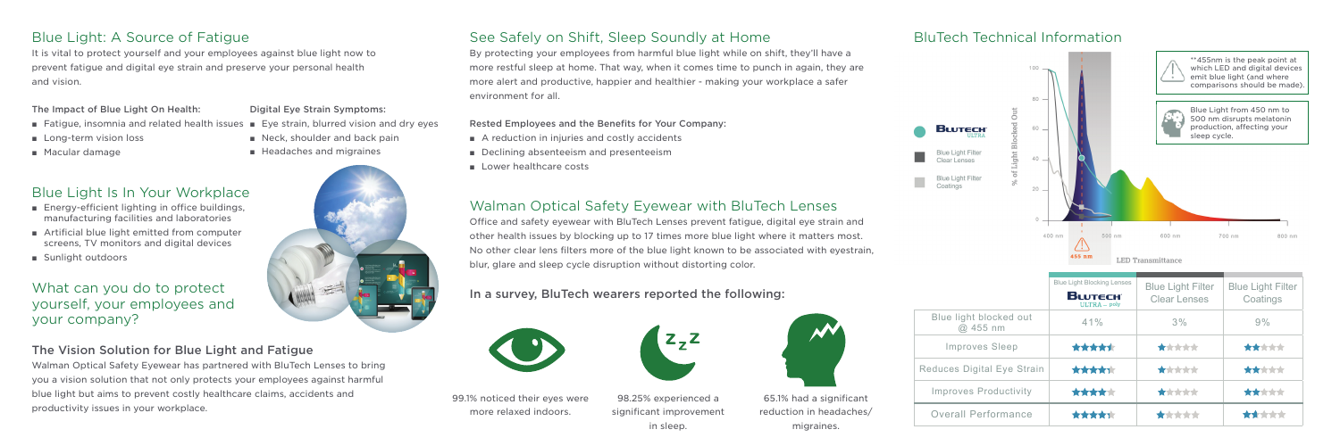## Blue Light: A Source of Fatigue

It is vital to protect yourself and your employees against blue light now to prevent fatigue and digital eye strain and preserve your personal health and vision.

**The Impact of Blue Light On Health:**

- Fatigue, insomnia and related health issues
- Long-term vision loss
- Macular damage

**Digital Eye Strain Symptoms:**

- Eye strain, blurred vision and dry eyes
- Neck, shoulder and back pain
- Headaches and migraines

## Blue Light Is In Your Workplace

- Energy-efficient lighting in office buildings, manufacturing facilities and laboratories
- Artificial blue light emitted from computer screens, TV monitors and digital devices
- Sunlight outdoors

## What can you do to protect yourself, your employees and your company?

### The Vision Solution for Blue Light and Fatigue

Walman Optical Safety Eyewear has partnered with BluTech Lenses to bring you a vision solution that not only protects your employees against harmful blue light but aims to prevent costly healthcare claims, accidents and productivity issues in your workplace.

## See Safely on Shift, Sleep Soundly at Home

By protecting your employees from harmful blue light while on shift, they'll have a more restful sleep at home. That way, when it comes time to punch in again, they are more alert and productive, happier and healthier - making your workplace a safer environment for all.

**Rested Employees and the Benefits for Your Company:**

- A reduction in injuries and costly accidents
- Declining absenteeism and presenteeism
- Lower healthcare costs

## Walman Optical Safety Eyewear with BluTech Lenses

Office and safety eyewear with BluTech Lenses prevent fatigue, digital eye strain and other health issues by blocking up to 17 times more blue light where it matters most. No other clear lens filters more of the blue light known to be associated with eyestrain, blur, glare and sleep cycle disruption without distorting color.

### In a survey, BluTech wearers reported the following:

99.1% noticed their eyes were more relaxed indoors.

98.25% experienced a significant improvement in sleep.

65.1% had a significant reduction in headaches/ migraines.

## BluTech Technical Information

BLUTECH ULTRA

Blue Light Filter Clear Lenses

Blue Light Filter Coatings

% of Light Blocked Out

100
80
60
40
20
0

400 nm
500 nm
600 nm
700 nm
800 nm

455 nm

LED Transmittance

**455nm is the peak point at which LED and digital devices emit blue light (and where comparisons should be made).

Blue Light from 450 nm to 500 nm disrupts melatonin production, affecting your sleep cycle.

| | Blue Light Blocking Lenses BLUTECH ULTRA – poly | Blue Light Filter Clear Lenses | Blue Light Filter Coatings |
|---|---|---|---|
| Blue light blocked out @ 455 nm | 41% | 3% | 9% |
| Improves Sleep | ★★★★½ | ★☆☆☆☆ | ★★☆☆☆ |
| Reduces Digital Eye Strain | ★★★★½ | ★☆☆☆☆ | ★★☆☆☆ |
| Improves Productivity | ★★★★☆ | ★☆☆☆☆ | ★★☆☆☆ |
| Overall Performance | ★★★★½ | ★☆☆☆☆ | ★½☆☆☆ |